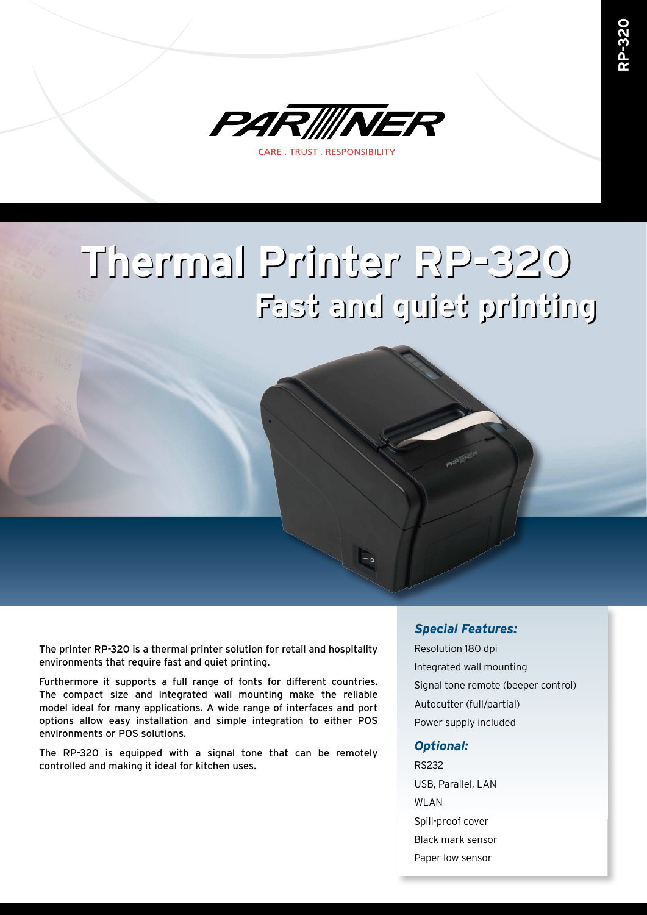# Thermal Printer RP-320

## Fast and quiet printing

The printer RP-320 is a thermal printer solution for retail and hospitality environments that require fast and quiet printing.

Furthermore it supports a full range of fonts for different countries. The compact size and integrated wall mounting make the reliable model ideal for many applications. A wide range of interfaces and port options allow easy installation and simple integration to either POS environments or POS solutions.

The RP-320 is equipped with a signal tone that can be remotely controlled and making it ideal for kitchen uses.

### *Special Features:*

- Resolution 180 dpi
- Integrated wall mounting
- Signal tone remote (beeper control)
- Autocutter (full/partial)
- Power supply included

### *Optional:*

- RS232
- USB, Parallel, LAN
- WLAN
- Spill-proof cover
- Black mark sensor
- Paper low sensor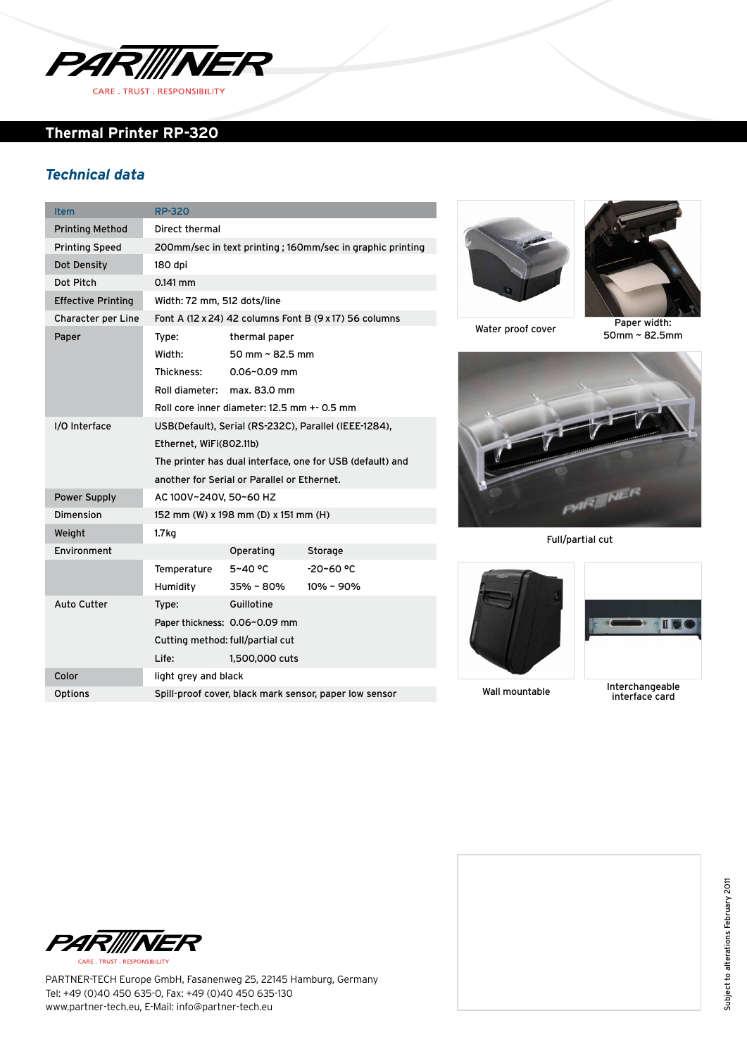PARTNER

CARE . TRUST . RESPONSIBILITY

# Thermal Printer RP-320

## *Technical data*

| Item | RP-320 | | |
|---|---|---|---|
| Printing Method | Direct thermal | | |
| Printing Speed | 200mm/sec in text printing ; 160mm/sec in graphic printing | | |
| Dot Density | 180 dpi | | |
| Dot Pitch | 0.141 mm | | |
| Effective Printing | Width: 72 mm, 512 dots/line | | |
| Character per Line | Font A (12 x 24) 42 columns Font B (9 x 17) 56 columns | | |
| Paper | Type: | thermal paper | |
| | Width: | 50 mm ~ 82.5 mm | |
| | Thickness: | 0.06~0.09 mm | |
| | Roll diameter: | max. 83.0 mm | |
| | Roll core inner diameter: 12.5 mm +- 0.5 mm | | |
| I/O Interface | USB(Default), Serial (RS-232C), Parallel (IEEE-1284), Ethernet, WiFi(802.11b) | | |
| | The printer has dual interface, one for USB (default) and another for Serial or Parallel or Ethernet. | | |
| Power Supply | AC 100V~240V, 50~60 HZ | | |
| Dimension | 152 mm (W) x 198 mm (D) x 151 mm (H) | | |
| Weight | 1.7kg | | |
| Environment | | Operating | Storage |
| | Temperature | 5~40 °C | -20~60 °C |
| | Humidity | 35% ~ 80% | 10% ~ 90% |
| Auto Cutter | Type: | Guillotine | |
| | Paper thickness: | 0.06~0.09 mm | |
| | Cutting method: | full/partial cut | |
| | Life: | 1,500,000 cuts | |
| Color | light grey and black | | |
| Options | Spill-proof cover, black mark sensor, paper low sensor | | |

Water proof cover

Paper width: 50mm ~ 82.5mm

Full/partial cut

Wall mountable

Interchangeable interface card

PARTNER

CARE . TRUST . RESPONSIBILITY

PARTNER-TECH Europe GmbH, Fasanenweg 25, 22145 Hamburg, Germany
Tel: +49 (0)40 450 635-0, Fax: +49 (0)40 450 635-130
www.partner-tech.eu, E-Mail: info@partner-tech.eu

Subject to alterations February 2011